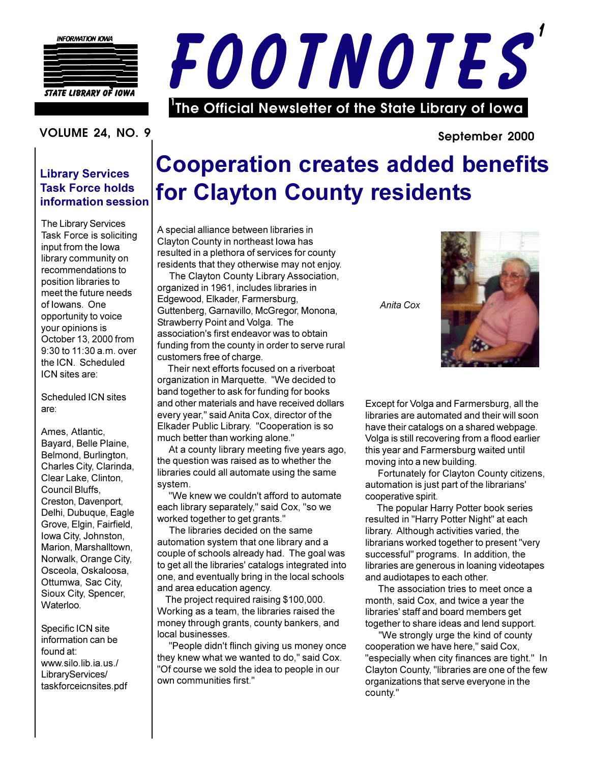INFORMATION IOWA

STATE LIBRARY OF IOWA

# FOOTNOTES[1]

[1]The Official Newsletter of the State Library of Iowa

VOLUME 24, NO. 9

September 2000

## Library Services Task Force holds information session

The Library Services Task Force is soliciting input from the Iowa library community on recommendations to position libraries to meet the future needs of Iowans. One opportunity to voice your opinions is October 13, 2000 from 9:30 to 11:30 a.m. over the ICN. Scheduled ICN sites are:

Scheduled ICN sites are:

Ames, Atlantic, Bayard, Belle Plaine, Belmond, Burlington, Charles City, Clarinda, Clear Lake, Clinton, Council Bluffs, Creston, Davenport, Delhi, Dubuque, Eagle Grove, Elgin, Fairfield, Iowa City, Johnston, Marion, Marshalltown, Norwalk, Orange City, Osceola, Oskaloosa, Ottumwa, Sac City, Sioux City, Spencer, Waterloo.

Specific ICN site information can be found at: www.silo.lib.ia.us./LibraryServices/taskforceicnsites.pdf

# Cooperation creates added benefits for Clayton County residents

A special alliance between libraries in Clayton County in northeast Iowa has resulted in a plethora of services for county residents that they otherwise may not enjoy.

The Clayton County Library Association, organized in 1961, includes libraries in Edgewood, Elkader, Farmersburg, Guttenberg, Garnavillo, McGregor, Monona, Strawberry Point and Volga. The association's first endeavor was to obtain funding from the county in order to serve rural customers free of charge.

Their next efforts focused on a riverboat organization in Marquette. "We decided to band together to ask for funding for books and other materials and have received dollars every year," said Anita Cox, director of the Elkader Public Library. "Cooperation is so much better than working alone."

At a county library meeting five years ago, the question was raised as to whether the libraries could all automate using the same system.

"We knew we couldn't afford to automate each library separately," said Cox, "so we worked together to get grants."

The libraries decided on the same automation system that one library and a couple of schools already had. The goal was to get all the libraries' catalogs integrated into one, and eventually bring in the local schools and area education agency.

The project required raising $100,000. Working as a team, the libraries raised the money through grants, county bankers, and local businesses.

"People didn't flinch giving us money once they knew what we wanted to do," said Cox. "Of course we sold the idea to people in our own communities first."

*Anita Cox*

Except for Volga and Farmersburg, all the libraries are automated and their will soon have their catalogs on a shared webpage. Volga is still recovering from a flood earlier this year and Farmersburg waited until moving into a new building.

Fortunately for Clayton County citizens, automation is just part of the librarians' cooperative spirit.

The popular Harry Potter book series resulted in "Harry Potter Night" at each library. Although activities varied, the librarians worked together to present "very successful" programs. In addition, the libraries are generous in loaning videotapes and audiotapes to each other.

The association tries to meet once a month, said Cox, and twice a year the libraries' staff and board members get together to share ideas and lend support.

"We strongly urge the kind of county cooperation we have here," said Cox, "especially when city finances are tight." In Clayton County, "libraries are one of the few organizations that serve everyone in the county."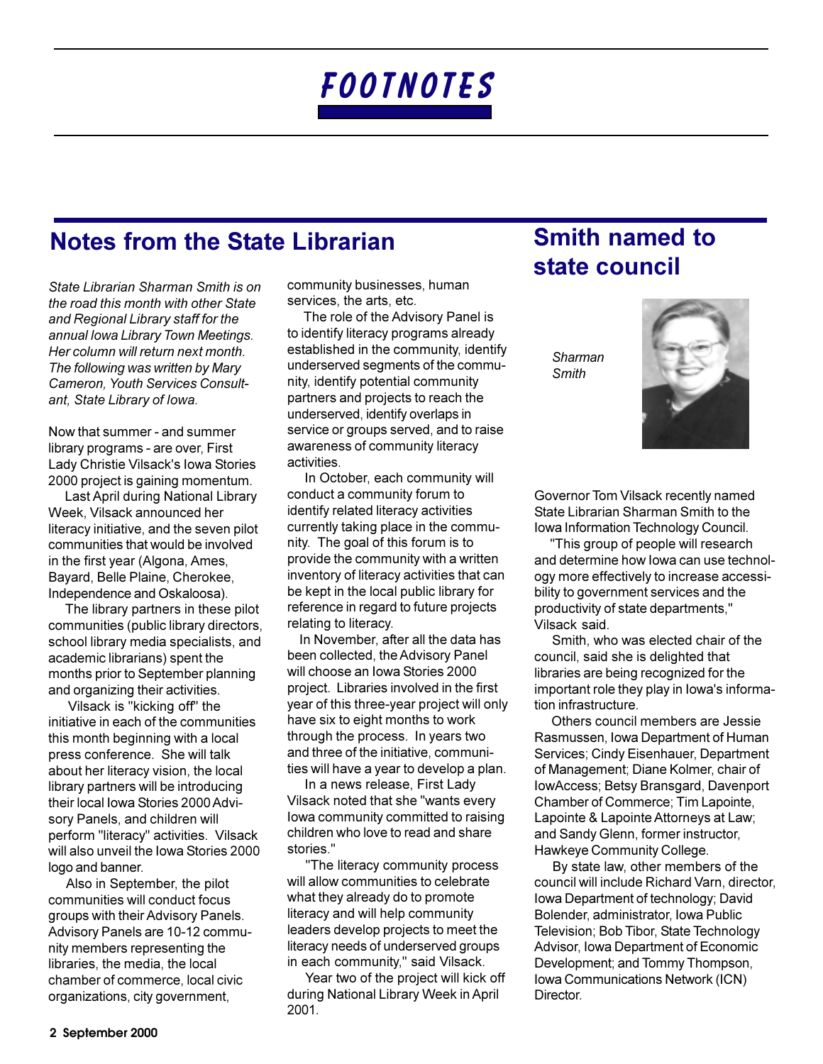# FOOTNOTES

## Notes from the State Librarian

*State Librarian Sharman Smith is on the road this month with other State and Regional Library staff for the annual Iowa Library Town Meetings. Her column will return next month. The following was written by Mary Cameron, Youth Services Consultant, State Library of Iowa.*

Now that summer - and summer library programs - are over, First Lady Christie Vilsack's Iowa Stories 2000 project is gaining momentum.

Last April during National Library Week, Vilsack announced her literacy initiative, and the seven pilot communities that would be involved in the first year (Algona, Ames, Bayard, Belle Plaine, Cherokee, Independence and Oskaloosa).

The library partners in these pilot communities (public library directors, school library media specialists, and academic librarians) spent the months prior to September planning and organizing their activities.

Vilsack is "kicking off" the initiative in each of the communities this month beginning with a local press conference. She will talk about her literacy vision, the local library partners will be introducing their local Iowa Stories 2000 Advisory Panels, and children will perform "literacy" activities. Vilsack will also unveil the Iowa Stories 2000 logo and banner.

Also in September, the pilot communities will conduct focus groups with their Advisory Panels. Advisory Panels are 10-12 community members representing the libraries, the media, the local chamber of commerce, local civic organizations, city government, community businesses, human services, the arts, etc.

The role of the Advisory Panel is to identify literacy programs already established in the community, identify underserved segments of the community, identify potential community partners and projects to reach the underserved, identify overlaps in service or groups served, and to raise awareness of community literacy activities.

In October, each community will conduct a community forum to identify related literacy activities currently taking place in the community. The goal of this forum is to provide the community with a written inventory of literacy activities that can be kept in the local public library for reference in regard to future projects relating to literacy.

In November, after all the data has been collected, the Advisory Panel will choose an Iowa Stories 2000 project. Libraries involved in the first year of this three-year project will only have six to eight months to work through the process. In years two and three of the initiative, communities will have a year to develop a plan.

In a news release, First Lady Vilsack noted that she "wants every Iowa community committed to raising children who love to read and share stories."

"The literacy community process will allow communities to celebrate what they already do to promote literacy and will help community leaders develop projects to meet the literacy needs of underserved groups in each community," said Vilsack.

Year two of the project will kick off during National Library Week in April 2001.

## Smith named to state council

*Sharman Smith*

Governor Tom Vilsack recently named State Librarian Sharman Smith to the Iowa Information Technology Council.

"This group of people will research and determine how Iowa can use technology more effectively to increase accessibility to government services and the productivity of state departments," Vilsack said.

Smith, who was elected chair of the council, said she is delighted that libraries are being recognized for the important role they play in Iowa's information infrastructure.

Others council members are Jessie Rasmussen, Iowa Department of Human Services; Cindy Eisenhauer, Department of Management; Diane Kolmer, chair of IowAccess; Betsy Bransgard, Davenport Chamber of Commerce; Tim Lapointe, Lapointe & Lapointe Attorneys at Law; and Sandy Glenn, former instructor, Hawkeye Community College.

By state law, other members of the council will include Richard Varn, director, Iowa Department of technology; David Bolender, administrator, Iowa Public Television; Bob Tibor, State Technology Advisor, Iowa Department of Economic Development; and Tommy Thompson, Iowa Communications Network (ICN) Director.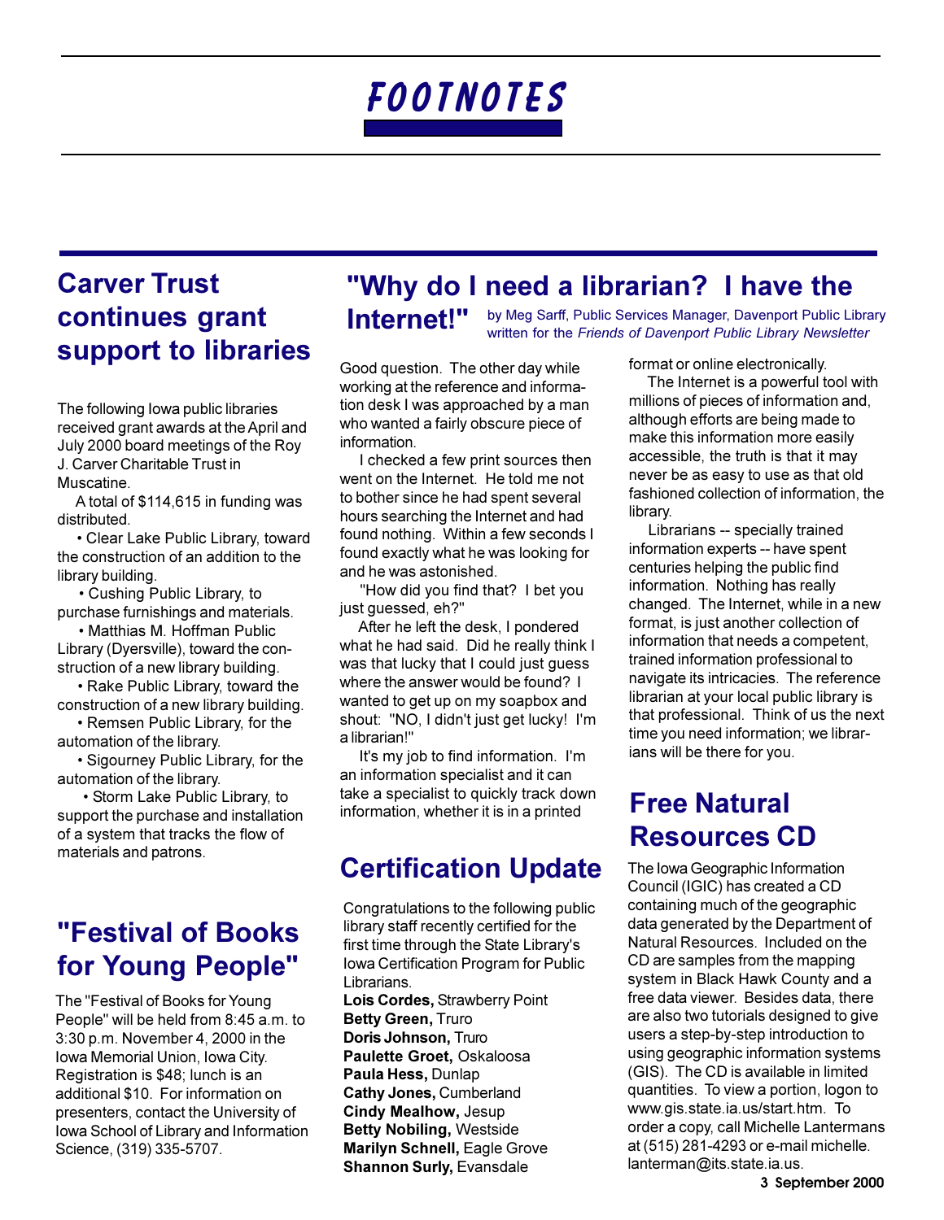# FOOTNOTES

## Carver Trust continues grant support to libraries

The following Iowa public libraries received grant awards at the April and July 2000 board meetings of the Roy J. Carver Charitable Trust in Muscatine.

A total of $114,615 in funding was distributed.

- Clear Lake Public Library, toward the construction of an addition to the library building.
- Cushing Public Library, to purchase furnishings and materials.
- Matthias M. Hoffman Public Library (Dyersville), toward the construction of a new library building.
- Rake Public Library, toward the construction of a new library building.
- Remsen Public Library, for the automation of the library.
- Sigourney Public Library, for the automation of the library.
- Storm Lake Public Library, to support the purchase and installation of a system that tracks the flow of materials and patrons.

## "Festival of Books for Young People"

The "Festival of Books for Young People" will be held from 8:45 a.m. to 3:30 p.m. November 4, 2000 in the Iowa Memorial Union, Iowa City. Registration is $48; lunch is an additional $10. For information on presenters, contact the University of Iowa School of Library and Information Science, (319) 335-5707.

## "Why do I need a librarian? I have the Internet!"

by Meg Sarff, Public Services Manager, Davenport Public Library written for the *Friends of Davenport Public Library Newsletter*

Good question. The other day while working at the reference and information desk I was approached by a man who wanted a fairly obscure piece of information.

I checked a few print sources then went on the Internet. He told me not to bother since he had spent several hours searching the Internet and had found nothing. Within a few seconds I found exactly what he was looking for and he was astonished.

"How did you find that? I bet you just guessed, eh?"

After he left the desk, I pondered what he had said. Did he really think I was that lucky that I could just guess where the answer would be found? I wanted to get up on my soapbox and shout: "NO, I didn't just get lucky! I'm a librarian!"

It's my job to find information. I'm an information specialist and it can take a specialist to quickly track down information, whether it is in a printed format or online electronically.

The Internet is a powerful tool with millions of pieces of information and, although efforts are being made to make this information more easily accessible, the truth is that it may never be as easy to use as that old fashioned collection of information, the library.

Librarians -- specially trained information experts -- have spent centuries helping the public find information. Nothing has really changed. The Internet, while in a new format, is just another collection of information that needs a competent, trained information professional to navigate its intricacies. The reference librarian at your local public library is that professional. Think of us the next time you need information; we librarians will be there for you.

## Certification Update

Congratulations to the following public library staff recently certified for the first time through the State Library's Iowa Certification Program for Public Librarians.

**Lois Cordes,** Strawberry Point
**Betty Green,** Truro
**Doris Johnson,** Truro
**Paulette Groet,** Oskaloosa
**Paula Hess,** Dunlap
**Cathy Jones,** Cumberland
**Cindy Mealhow,** Jesup
**Betty Nobiling,** Westside
**Marilyn Schnell,** Eagle Grove
**Shannon Surly,** Evansdale

## Free Natural Resources CD

The Iowa Geographic Information Council (IGIC) has created a CD containing much of the geographic data generated by the Department of Natural Resources. Included on the CD are samples from the mapping system in Black Hawk County and a free data viewer. Besides data, there are also two tutorials designed to give users a step-by-step introduction to using geographic information systems (GIS). The CD is available in limited quantities. To view a portion, logon to www.gis.state.ia.us/start.htm. To order a copy, call Michelle Lantermans at (515) 281-4293 or e-mail michelle.lanterman@its.state.ia.us.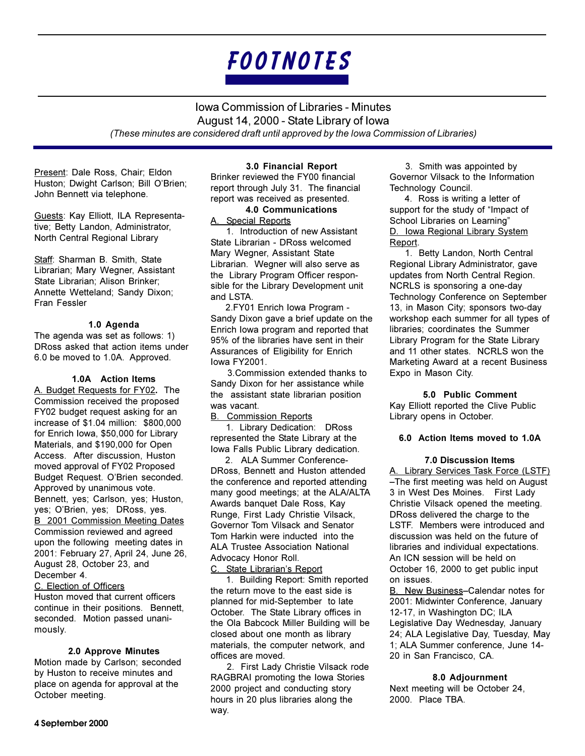# FOOTNOTES

## Iowa Commission of Libraries - Minutes
## August 14, 2000 - State Library of Iowa

*(These minutes are considered draft until approved by the Iowa Commission of Libraries)*

Present: Dale Ross, Chair; Eldon Huston; Dwight Carlson; Bill O'Brien; John Bennett via telephone.

Guests: Kay Elliott, ILA Representative; Betty Landon, Administrator, North Central Regional Library

Staff: Sharman B. Smith, State Librarian; Mary Wegner, Assistant State Librarian; Alison Brinker; Annette Wetteland; Sandy Dixon; Fran Fessler

### 1.0 Agenda

The agenda was set as follows: 1) DRoss asked that action items under 6.0 be moved to 1.0A. Approved.

### 1.0A Action Items

A. Budget Requests for FY02. The Commission received the proposed FY02 budget request asking for an increase of $1.04 million: $800,000 for Enrich Iowa, $50,000 for Library Materials, and $190,000 for Open Access. After discussion, Huston moved approval of FY02 Proposed Budget Request. O'Brien seconded. Approved by unanimous vote. Bennett, yes; Carlson, yes; Huston, yes; O'Brien, yes; DRoss, yes.

B 2001 Commission Meeting Dates
Commission reviewed and agreed upon the following meeting dates in 2001: February 27, April 24, June 26, August 28, October 23, and December 4.

C. Election of Officers
Huston moved that current officers continue in their positions. Bennett, seconded. Motion passed unanimously.

### 2.0 Approve Minutes

Motion made by Carlson; seconded by Huston to receive minutes and place on agenda for approval at the October meeting.

### 3.0 Financial Report

Brinker reviewed the FY00 financial report through July 31. The financial report was received as presented.

### 4.0 Communications

A. Special Reports

1. Introduction of new Assistant State Librarian - DRoss welcomed Mary Wegner, Assistant State Librarian. Wegner will also serve as the Library Program Officer responsible for the Library Development unit and LSTA.

2. FY01 Enrich Iowa Program - Sandy Dixon gave a brief update on the Enrich Iowa program and reported that 95% of the libraries have sent in their Assurances of Eligibility for Enrich Iowa FY2001.

3. Commission extended thanks to Sandy Dixon for her assistance while the assistant state librarian position was vacant.

B. Commission Reports

1. Library Dedication: DRoss represented the State Library at the Iowa Falls Public Library dedication.

2. ALA Summer Conference-DRoss, Bennett and Huston attended the conference and reported attending many good meetings; at the ALA/ALTA Awards banquet Dale Ross, Kay Runge, First Lady Christie Vilsack, Governor Tom Vilsack and Senator Tom Harkin were inducted into the ALA Trustee Association National Advocacy Honor Roll.

C. State Librarian's Report

1. Building Report: Smith reported the return move to the east side is planned for mid-September to late October. The State Library offices in the Ola Babcock Miller Building will be closed about one month as library materials, the computer network, and offices are moved.

2. First Lady Christie Vilsack rode RAGBRAI promoting the Iowa Stories 2000 project and conducting story hours in 20 plus libraries along the way.

3. Smith was appointed by Governor Vilsack to the Information Technology Council.

4. Ross is writing a letter of support for the study of "Impact of School Libraries on Learning"

D. Iowa Regional Library System Report.

1. Betty Landon, North Central Regional Library Administrator, gave updates from North Central Region. NCRLS is sponsoring a one-day Technology Conference on September 13, in Mason City; sponsors two-day workshop each summer for all types of libraries; coordinates the Summer Library Program for the State Library and 11 other states. NCRLS won the Marketing Award at a recent Business Expo in Mason City.

### 5.0 Public Comment

Kay Elliott reported the Clive Public Library opens in October.

### 6.0 Action Items moved to 1.0A

### 7.0 Discussion Items

A. Library Services Task Force (LSTF) –The first meeting was held on August 3 in West Des Moines. First Lady Christie Vilsack opened the meeting. DRoss delivered the charge to the LSTF. Members were introduced and discussion was held on the future of libraries and individual expectations. An ICN session will be held on October 16, 2000 to get public input on issues.

B. New Business–Calendar notes for 2001: Midwinter Conference, January 12-17, in Washington DC; ILA Legislative Day Wednesday, January 24; ALA Legislative Day, Tuesday, May 1; ALA Summer conference, June 14-20 in San Francisco, CA.

### 8.0 Adjournment

Next meeting will be October 24, 2000. Place TBA.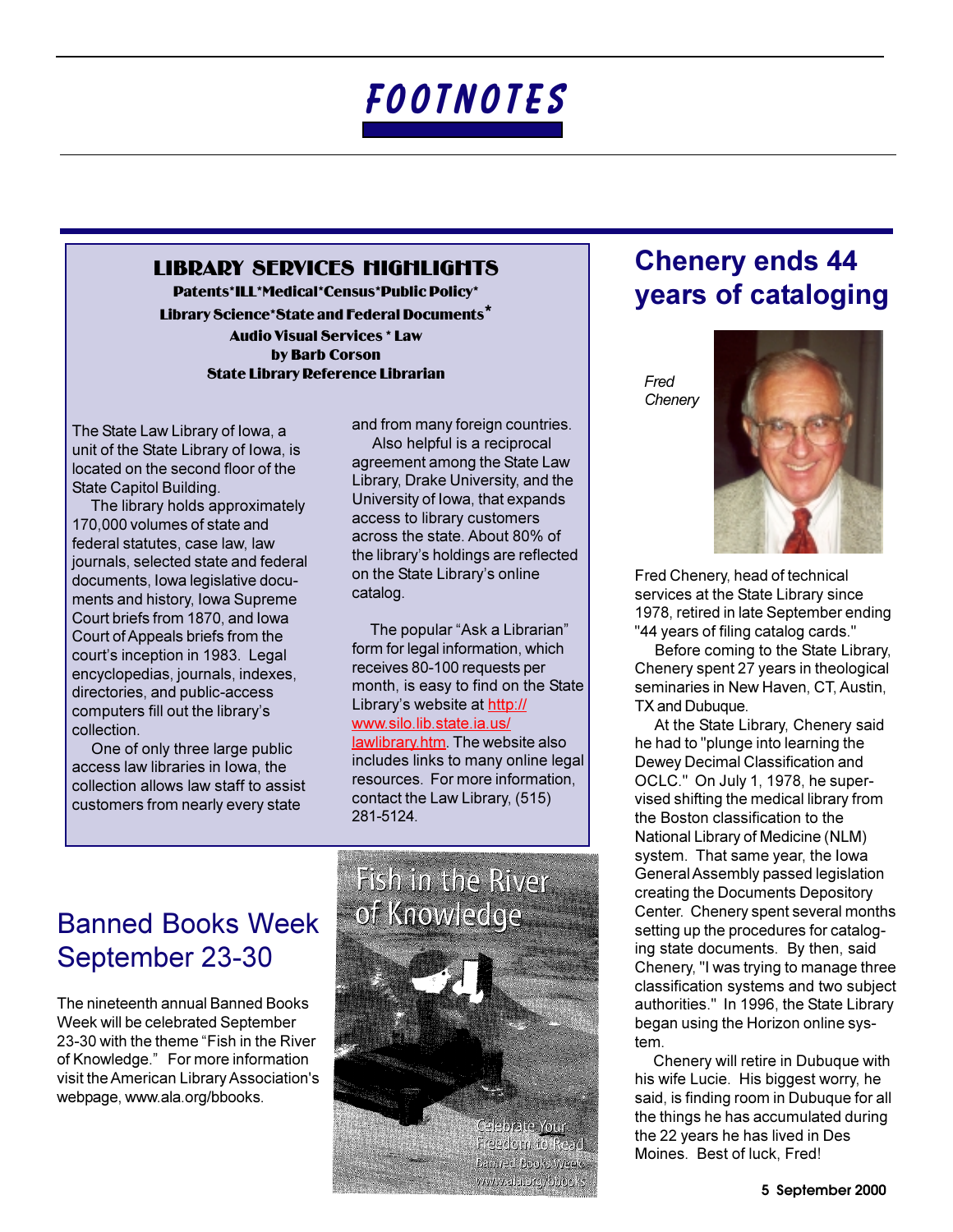# FOOTNOTES

## LIBRARY SERVICES HIGHLIGHTS

**Patents*ILL*Medical*Census*Public Policy***
**Library Science*State and Federal Documents***
**Audio Visual Services * Law**
**by Barb Corson**
**State Library Reference Librarian**

The State Law Library of Iowa, a unit of the State Library of Iowa, is located on the second floor of the State Capitol Building.

The library holds approximately 170,000 volumes of state and federal statutes, case law, law journals, selected state and federal documents, Iowa legislative documents and history, Iowa Supreme Court briefs from 1870, and Iowa Court of Appeals briefs from the court's inception in 1983. Legal encyclopedias, journals, indexes, directories, and public-access computers fill out the library's collection.

One of only three large public access law libraries in Iowa, the collection allows law staff to assist customers from nearly every state and from many foreign countries.

Also helpful is a reciprocal agreement among the State Law Library, Drake University, and the University of Iowa, that expands access to library customers across the state. About 80% of the library's holdings are reflected on the State Library's online catalog.

The popular "Ask a Librarian" form for legal information, which receives 80-100 requests per month, is easy to find on the State Library's website at http://www.silo.lib.state.ia.us/lawlibrary.htm. The website also includes links to many online legal resources. For more information, contact the Law Library, (515) 281-5124.

## Chenery ends 44 years of cataloging

*Fred Chenery*

Fred Chenery, head of technical services at the State Library since 1978, retired in late September ending "44 years of filing catalog cards."

Before coming to the State Library, Chenery spent 27 years in theological seminaries in New Haven, CT, Austin, TX and Dubuque.

At the State Library, Chenery said he had to "plunge into learning the Dewey Decimal Classification and OCLC." On July 1, 1978, he supervised shifting the medical library from the Boston classification to the National Library of Medicine (NLM) system. That same year, the Iowa General Assembly passed legislation creating the Documents Depository Center. Chenery spent several months setting up the procedures for cataloging state documents. By then, said Chenery, "I was trying to manage three classification systems and two subject authorities." In 1996, the State Library began using the Horizon online system.

Chenery will retire in Dubuque with his wife Lucie. His biggest worry, he said, is finding room in Dubuque for all the things he has accumulated during the 22 years he has lived in Des Moines. Best of luck, Fred!

## Banned Books Week September 23-30

The nineteenth annual Banned Books Week will be celebrated September 23-30 with the theme "Fish in the River of Knowledge." For more information visit the American Library Association's webpage, www.ala.org/bbooks.

Fish in the River of Knowledge

Celebrate Your Freedom to Read
Banned Books Week
www.ala.org/bbooks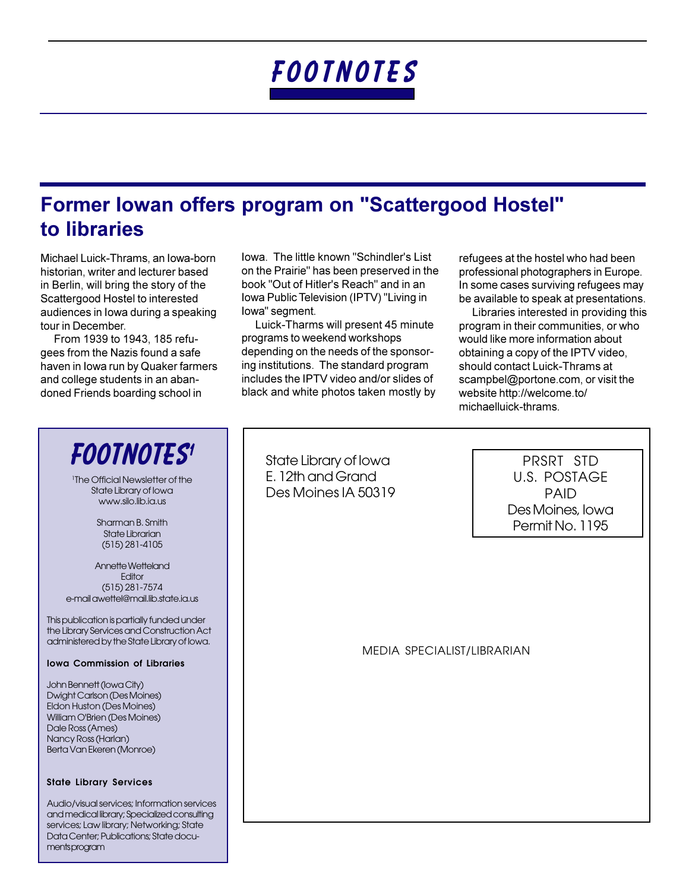# FOOTNOTES

## Former Iowan offers program on "Scattergood Hostel" to libraries

Michael Luick-Thrams, an Iowa-born historian, writer and lecturer based in Berlin, will bring the story of the Scattergood Hostel to interested audiences in Iowa during a speaking tour in December.

From 1939 to 1943, 185 refugees from the Nazis found a safe haven in Iowa run by Quaker farmers and college students in an abandoned Friends boarding school in Iowa. The little known "Schindler's List on the Prairie" has been preserved in the book "Out of Hitler's Reach" and in an Iowa Public Television (IPTV) "Living in Iowa" segment.

Luick-Tharms will present 45 minute programs to weekend workshops depending on the needs of the sponsoring institutions. The standard program includes the IPTV video and/or slides of black and white photos taken mostly by refugees at the hostel who had been professional photographers in Europe. In some cases surviving refugees may be available to speak at presentations.

Libraries interested in providing this program in their communities, or who would like more information about obtaining a copy of the IPTV video, should contact Luick-Thrams at scampbel@portone.com, or visit the website http://welcome.to/michaelluick-thrams.

---

**FOOTNOTES[1]**

[1]The Official Newsletter of the State Library of Iowa
www.silo.lib.ia.us

Sharman B. Smith
State Librarian
(515) 281-4105

Annette Wetteland
Editor
(515) 281-7574
e-mail awettel@mail.lib.state.ia.us

This publication is partially funded under the Library Services and Construction Act administered by the State Library of Iowa.

**Iowa Commission of Libraries**

John Bennett (Iowa City)
Dwight Carlson (Des Moines)
Eldon Huston (Des Moines)
William O'Brien (Des Moines)
Dale Ross (Ames)
Nancy Ross (Harlan)
Berta Van Ekeren (Monroe)

**State Library Services**

Audio/visual services; Information services and medical library; Specialized consulting services; Law library; Networking; State Data Center; Publications; State documents program

---

State Library of Iowa
E. 12th and Grand
Des Moines IA 50319

PRSRT STD
U.S. POSTAGE
PAID
Des Moines, Iowa
Permit No. 1195

MEDIA SPECIALIST/LIBRARIAN